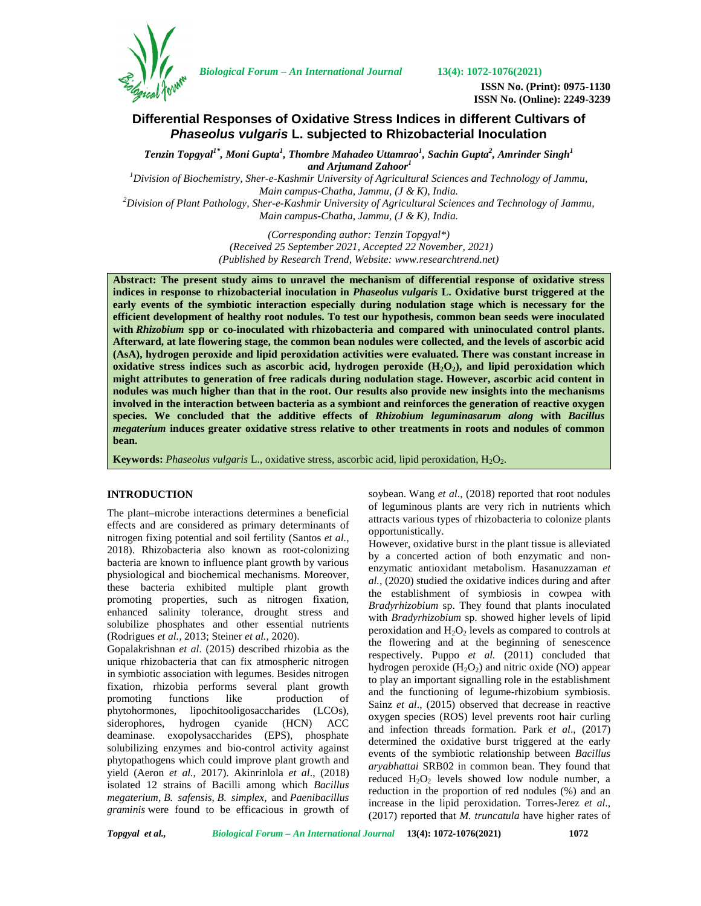# Differential Responses of Oxidative Stress Indices in different Cultivars of *Phaseolus vulgaris* L. subjected to Rhizobacterial Inoculation

***Tenzin Topgyal[1*], Moni Gupta[1], Thombre Mahadeo Uttamrao[1], Sachin Gupta[2], Amrinder Singh[1] and Arjumand Zahoor[1]***

[1]*Division of Biochemistry, Sher-e-Kashmir University of Agricultural Sciences and Technology of Jammu, Main campus-Chatha, Jammu, (J & K), India.*

[2]*Division of Plant Pathology, Sher-e-Kashmir University of Agricultural Sciences and Technology of Jammu, Main campus-Chatha, Jammu, (J & K), India.*

*(Corresponding author: Tenzin Topgyal\*)*
*(Received 25 September 2021, Accepted 22 November, 2021)*
*(Published by Research Trend, Website: www.researchtrend.net)*

**Abstract: The present study aims to unravel the mechanism of differential response of oxidative stress indices in response to rhizobacterial inoculation in *Phaseolus vulgaris* L. Oxidative burst triggered at the early events of the symbiotic interaction especially during nodulation stage which is necessary for the efficient development of healthy root nodules. To test our hypothesis, common bean seeds were inoculated with *Rhizobium* spp or co-inoculated with rhizobacteria and compared with uninoculated control plants. Afterward, at late flowering stage, the common bean nodules were collected, and the levels of ascorbic acid (AsA), hydrogen peroxide and lipid peroxidation activities were evaluated. There was constant increase in oxidative stress indices such as ascorbic acid, hydrogen peroxide ($H_2O_2$), and lipid peroxidation which might attributes to generation of free radicals during nodulation stage. However, ascorbic acid content in nodules was much higher than that in the root. Our results also provide new insights into the mechanisms involved in the interaction between bacteria as a symbiont and reinforces the generation of reactive oxygen species. We concluded that the additive effects of *Rhizobium leguminasarum along* with *Bacillus megaterium* induces greater oxidative stress relative to other treatments in roots and nodules of common bean.**

**Keywords:** *Phaseolus vulgaris* L., oxidative stress, ascorbic acid, lipid peroxidation, $H_2O_2$.

## INTRODUCTION

The plant–microbe interactions determines a beneficial effects and are considered as primary determinants of nitrogen fixing potential and soil fertility (Santos *et al.,* 2018). Rhizobacteria also known as root-colonizing bacteria are known to influence plant growth by various physiological and biochemical mechanisms. Moreover, these bacteria exhibited multiple plant growth promoting properties, such as nitrogen fixation, enhanced salinity tolerance, drought stress and solubilize phosphates and other essential nutrients (Rodrigues *et al.,* 2013; Steiner *et al.,* 2020).

Gopalakrishnan *et al*. (2015) described rhizobia as the unique rhizobacteria that can fix atmospheric nitrogen in symbiotic association with legumes. Besides nitrogen fixation, rhizobia performs several plant growth promoting functions like production of phytohormones, lipochitooligosaccharides (LCOs), siderophores, hydrogen cyanide (HCN) ACC deaminase. exopolysaccharides (EPS), phosphate solubilizing enzymes and bio-control activity against phytopathogens which could improve plant growth and yield (Aeron *et al.,* 2017). Akinrinlola *et al*., (2018) isolated 12 strains of Bacilli among which *Bacillus megaterium*, *B. safensis*, *B. simplex*, and *Paenibacillus graminis* were found to be efficacious in growth of soybean. Wang *et al*., (2018) reported that root nodules of leguminous plants are very rich in nutrients which attracts various types of rhizobacteria to colonize plants opportunistically.

However, oxidative burst in the plant tissue is alleviated by a concerted action of both enzymatic and non-enzymatic antioxidant metabolism. Hasanuzzaman *et al.,* (2020) studied the oxidative indices during and after the establishment of symbiosis in cowpea with *Bradyrhizobium* sp. They found that plants inoculated with *Bradyrhizobium* sp. showed higher levels of lipid peroxidation and $H_2O_2$ levels as compared to controls at the flowering and at the beginning of senescence respectively. Puppo *et al.* (2011) concluded that hydrogen peroxide ($H_2O_2$) and nitric oxide (NO) appear to play an important signalling role in the establishment and the functioning of legume-rhizobium symbiosis. Sainz *et al*., (2015) observed that decrease in reactive oxygen species (ROS) level prevents root hair curling and infection threads formation. Park *et al*., (2017) determined the oxidative burst triggered at the early events of the symbiotic relationship between *Bacillus aryabhattai* SRB02 in common bean. They found that reduced $H_2O_2$ levels showed low nodule number, a reduction in the proportion of red nodules (%) and an increase in the lipid peroxidation. Torres-Jerez *et al*., (2017) reported that *M. truncatula* have higher rates of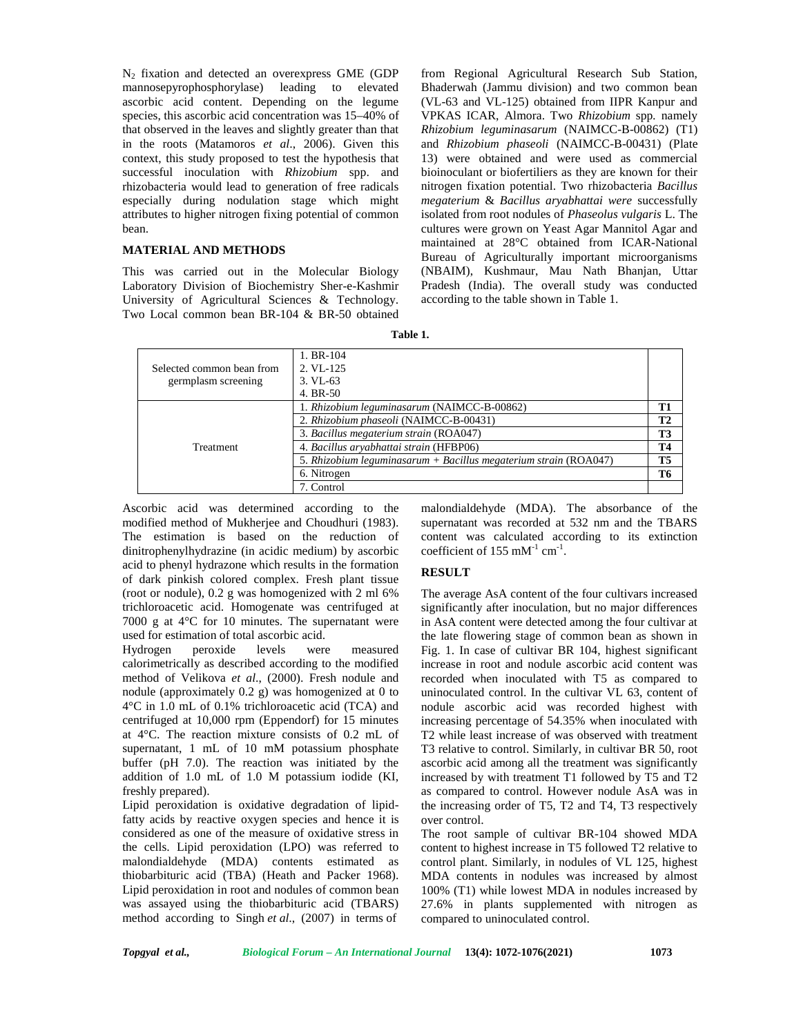$N_2$ fixation and detected an overexpress GME (GDP mannosepyrophosphorylase) leading to elevated ascorbic acid content. Depending on the legume species, this ascorbic acid concentration was 15–40% of that observed in the leaves and slightly greater than that in the roots (Matamoros *et al*., 2006). Given this context, this study proposed to test the hypothesis that successful inoculation with *Rhizobium* spp. and rhizobacteria would lead to generation of free radicals especially during nodulation stage which might attributes to higher nitrogen fixing potential of common bean.

## MATERIAL AND METHODS

This was carried out in the Molecular Biology Laboratory Division of Biochemistry Sher-e-Kashmir University of Agricultural Sciences & Technology. Two Local common bean BR-104 & BR-50 obtained from Regional Agricultural Research Sub Station, Bhaderwah (Jammu division) and two common bean (VL-63 and VL-125) obtained from IIPR Kanpur and VPKAS ICAR, Almora. Two *Rhizobium* spp. namely *Rhizobium leguminasarum* (NAIMCC-B-00862) (T1) and *Rhizobium phaseoli* (NAIMCC-B-00431) (Plate 13) were obtained and were used as commercial bioinoculant or biofertiliers as they are known for their nitrogen fixation potential. Two rhizobacteria *Bacillus megaterium* & *Bacillus aryabhattai were* successfully isolated from root nodules of *Phaseolus vulgaris* L. The cultures were grown on Yeast Agar Mannitol Agar and maintained at 28°C obtained from ICAR-National Bureau of Agriculturally important microorganisms (NBAIM), Kushmaur, Mau Nath Bhanjan, Uttar Pradesh (India). The overall study was conducted according to the table shown in Table 1.

**Table 1.**

| | | |
|---|---|---|
| Selected common bean from germplasm screening | 1. BR-104<br>2. VL-125<br>3. VL-63<br>4. BR-50 | |
| Treatment | 1. *Rhizobium leguminasarum* (NAIMCC-B-00862) | **T1** |
| | 2. *Rhizobium phaseoli* (NAIMCC-B-00431) | **T2** |
| | 3. *Bacillus megaterium strain* (ROA047) | **T3** |
| | 4. *Bacillus aryabhattai strain* (HFBP06) | **T4** |
| | 5. *Rhizobium leguminasarum + Bacillus megaterium strain* (ROA047) | **T5** |
| | 6. Nitrogen | **T6** |
| | 7. Control | |

Ascorbic acid was determined according to the modified method of Mukherjee and Choudhuri (1983). The estimation is based on the reduction of dinitrophenylhydrazine (in acidic medium) by ascorbic acid to phenyl hydrazone which results in the formation of dark pinkish colored complex. Fresh plant tissue (root or nodule), 0.2 g was homogenized with 2 ml 6% trichloroacetic acid. Homogenate was centrifuged at 7000 g at 4°C for 10 minutes. The supernatant were used for estimation of total ascorbic acid.

Hydrogen peroxide levels were measured calorimetrically as described according to the modified method of Velikova *et al*., (2000). Fresh nodule and nodule (approximately 0.2 g) was homogenized at 0 to 4°C in 1.0 mL of 0.1% trichloroacetic acid (TCA) and centrifuged at 10,000 rpm (Eppendorf) for 15 minutes at 4°C. The reaction mixture consists of 0.2 mL of supernatant, 1 mL of 10 mM potassium phosphate buffer (pH 7.0). The reaction was initiated by the addition of 1.0 mL of 1.0 M potassium iodide (KI, freshly prepared).

Lipid peroxidation is oxidative degradation of lipid-fatty acids by reactive oxygen species and hence it is considered as one of the measure of oxidative stress in the cells. Lipid peroxidation (LPO) was referred to malondialdehyde (MDA) contents estimated as thiobarbituric acid (TBA) (Heath and Packer 1968). Lipid peroxidation in root and nodules of common bean was assayed using the thiobarbituric acid (TBARS) method according to Singh *et al*., (2007) in terms of malondialdehyde (MDA). The absorbance of the supernatant was recorded at 532 nm and the TBARS content was calculated according to its extinction coefficient of 155 $mM^{-1}$ $cm^{-1}$.

## RESULT

The average AsA content of the four cultivars increased significantly after inoculation, but no major differences in AsA content were detected among the four cultivar at the late flowering stage of common bean as shown in Fig. 1. In case of cultivar BR 104, highest significant increase in root and nodule ascorbic acid content was recorded when inoculated with T5 as compared to uninoculated control. In the cultivar VL 63, content of nodule ascorbic acid was recorded highest with increasing percentage of 54.35% when inoculated with T2 while least increase of was observed with treatment T3 relative to control. Similarly, in cultivar BR 50, root ascorbic acid among all the treatment was significantly increased by with treatment T1 followed by T5 and T2 as compared to control. However nodule AsA was in the increasing order of T5, T2 and T4, T3 respectively over control.

The root sample of cultivar BR-104 showed MDA content to highest increase in T5 followed T2 relative to control plant. Similarly, in nodules of VL 125, highest MDA contents in nodules was increased by almost 100% (T1) while lowest MDA in nodules increased by 27.6% in plants supplemented with nitrogen as compared to uninoculated control.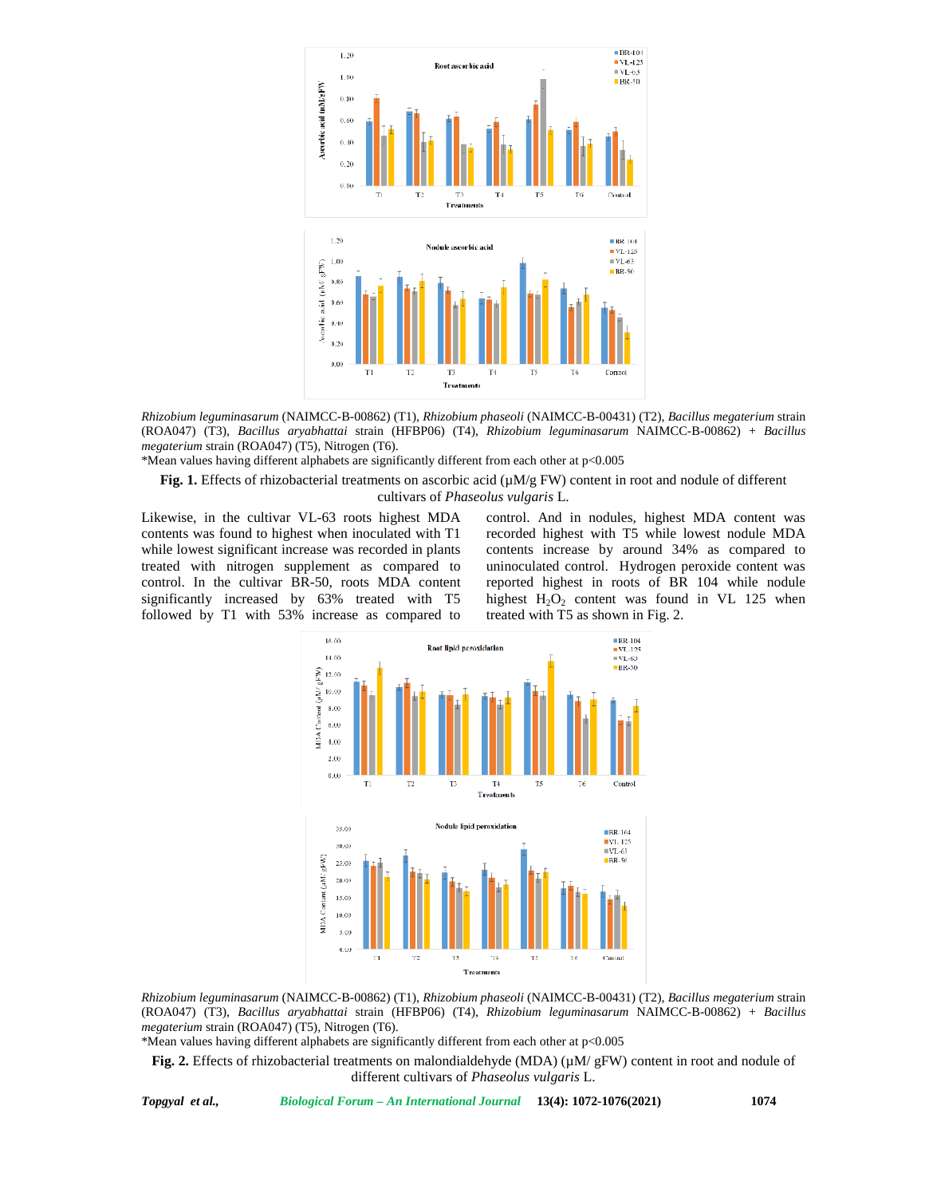*Rhizobium leguminasarum* (NAIMCC-B-00862) (T1), *Rhizobium phaseoli* (NAIMCC-B-00431) (T2), *Bacillus megaterium* strain (ROA047) (T3), *Bacillus aryabhattai* strain (HFBP06) (T4), *Rhizobium leguminasarum* NAIMCC-B-00862) + *Bacillus megaterium* strain (ROA047) (T5), Nitrogen (T6).

*Mean values having different alphabets are significantly different from each other at p<0.005

**Fig. 1.** Effects of rhizobacterial treatments on ascorbic acid (µM/g FW) content in root and nodule of different cultivars of *Phaseolus vulgaris* L.

Likewise, in the cultivar VL-63 roots highest MDA contents was found to highest when inoculated with T1 while lowest significant increase was recorded in plants treated with nitrogen supplement as compared to control. In the cultivar BR-50, roots MDA content significantly increased by 63% treated with T5 followed by T1 with 53% increase as compared to control. And in nodules, highest MDA content was recorded highest with T5 while lowest nodule MDA contents increase by around 34% as compared to uninoculated control. Hydrogen peroxide content was reported highest in roots of BR 104 while nodule highest $H_2O_2$ content was found in VL 125 when treated with T5 as shown in Fig. 2.

*Rhizobium leguminasarum* (NAIMCC-B-00862) (T1), *Rhizobium phaseoli* (NAIMCC-B-00431) (T2), *Bacillus megaterium* strain (ROA047) (T3), *Bacillus aryabhattai* strain (HFBP06) (T4), *Rhizobium leguminasarum* NAIMCC-B-00862) + *Bacillus megaterium* strain (ROA047) (T5), Nitrogen (T6).

*Mean values having different alphabets are significantly different from each other at p<0.005

**Fig. 2.** Effects of rhizobacterial treatments on malondialdehyde (MDA) (µM/ gFW) content in root and nodule of different cultivars of *Phaseolus vulgaris* L.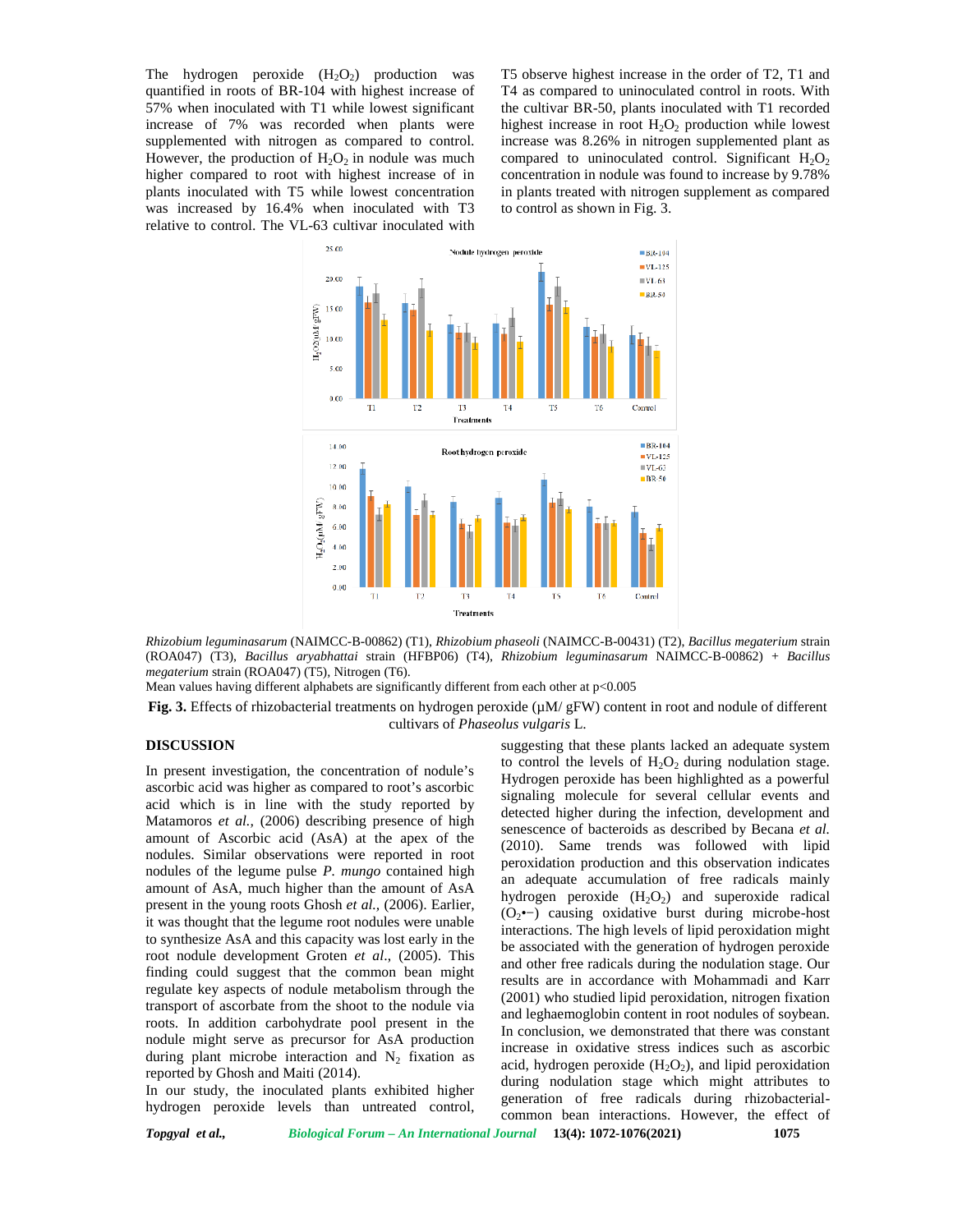The hydrogen peroxide ($H_2O_2$) production was quantified in roots of BR-104 with highest increase of 57% when inoculated with T1 while lowest significant increase of 7% was recorded when plants were supplemented with nitrogen as compared to control. However, the production of $H_2O_2$ in nodule was much higher compared to root with highest increase of in plants inoculated with T5 while lowest concentration was increased by 16.4% when inoculated with T3 relative to control. The VL-63 cultivar inoculated with T5 observe highest increase in the order of T2, T1 and T4 as compared to uninoculated control in roots. With the cultivar BR-50, plants inoculated with T1 recorded highest increase in root $H_2O_2$ production while lowest increase was 8.26% in nitrogen supplemented plant as compared to uninoculated control. Significant $H_2O_2$ concentration in nodule was found to increase by 9.78% in plants treated with nitrogen supplement as compared to control as shown in Fig. 3.

*Rhizobium leguminasarum* (NAIMCC-B-00862) (T1), *Rhizobium phaseoli* (NAIMCC-B-00431) (T2), *Bacillus megaterium* strain (ROA047) (T3), *Bacillus aryabhattai* strain (HFBP06) (T4), *Rhizobium leguminasarum* NAIMCC-B-00862) + *Bacillus megaterium* strain (ROA047) (T5), Nitrogen (T6).

Mean values having different alphabets are significantly different from each other at $p<0.005$

**Fig. 3.** Effects of rhizobacterial treatments on hydrogen peroxide (μM/ gFW) content in root and nodule of different cultivars of *Phaseolus vulgaris* L.

## DISCUSSION

In present investigation, the concentration of nodule's ascorbic acid was higher as compared to root's ascorbic acid which is in line with the study reported by Matamoros *et al.*, (2006) describing presence of high amount of Ascorbic acid (AsA) at the apex of the nodules. Similar observations were reported in root nodules of the legume pulse *P. mungo* contained high amount of AsA, much higher than the amount of AsA present in the young roots Ghosh *et al.*, (2006). Earlier, it was thought that the legume root nodules were unable to synthesize AsA and this capacity was lost early in the root nodule development Groten *et al*., (2005). This finding could suggest that the common bean might regulate key aspects of nodule metabolism through the transport of ascorbate from the shoot to the nodule via roots. In addition carbohydrate pool present in the nodule might serve as precursor for AsA production during plant microbe interaction and $N_2$ fixation as reported by Ghosh and Maiti (2014).

In our study, the inoculated plants exhibited higher hydrogen peroxide levels than untreated control, suggesting that these plants lacked an adequate system to control the levels of $H_2O_2$ during nodulation stage. Hydrogen peroxide has been highlighted as a powerful signaling molecule for several cellular events and detected higher during the infection, development and senescence of bacteroids as described by Becana *et al.* (2010). Same trends was followed with lipid peroxidation production and this observation indicates an adequate accumulation of free radicals mainly hydrogen peroxide ($H_2O_2$) and superoxide radical ($O_2$•−) causing oxidative burst during microbe-host interactions. The high levels of lipid peroxidation might be associated with the generation of hydrogen peroxide and other free radicals during the nodulation stage. Our results are in accordance with Mohammadi and Karr (2001) who studied lipid peroxidation, nitrogen fixation and leghaemoglobin content in root nodules of soybean. In conclusion, we demonstrated that there was constant increase in oxidative stress indices such as ascorbic acid, hydrogen peroxide ($H_2O_2$), and lipid peroxidation during nodulation stage which might attributes to generation of free radicals during rhizobacterial-common bean interactions. However, the effect of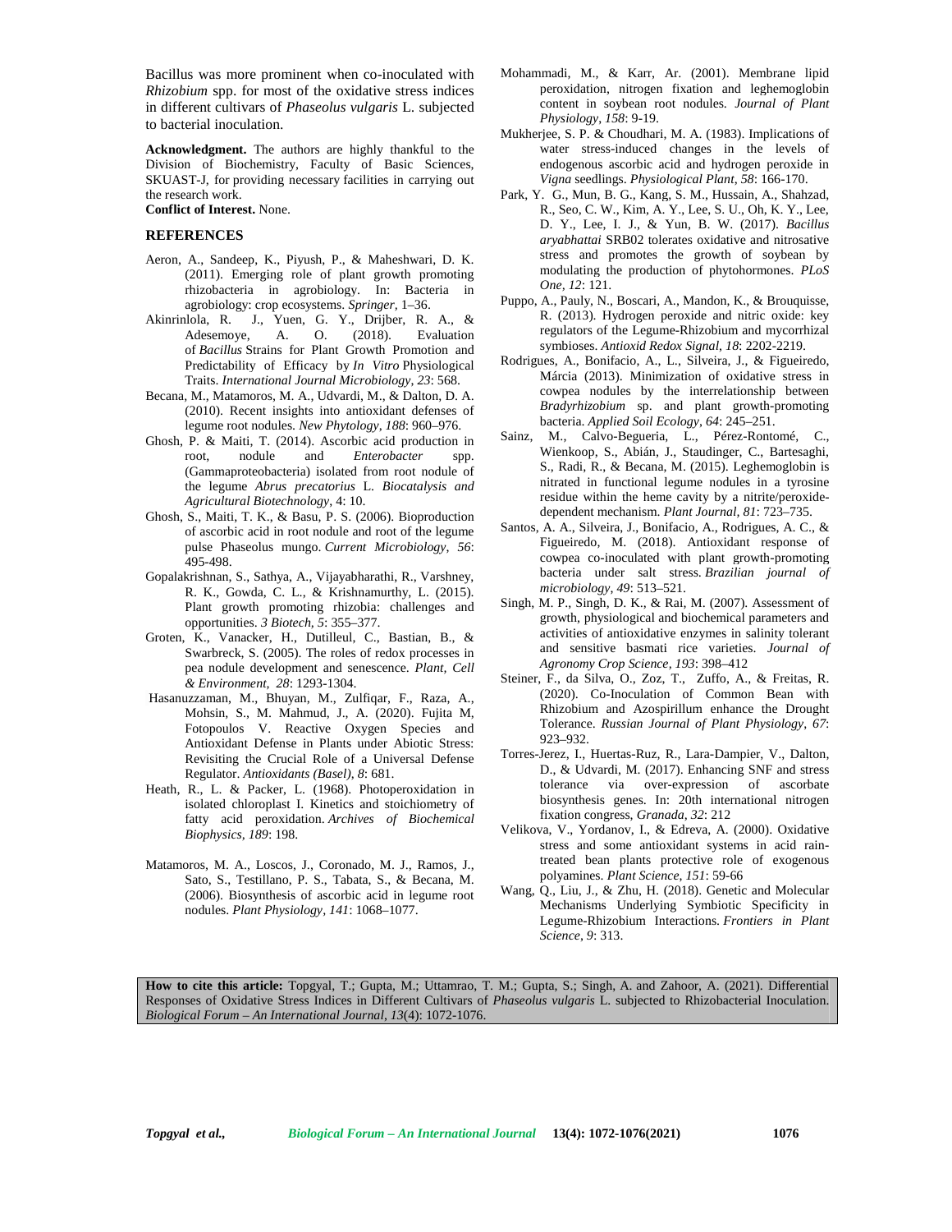Bacillus was more prominent when co-inoculated with *Rhizobium* spp. for most of the oxidative stress indices in different cultivars of *Phaseolus vulgaris* L. subjected to bacterial inoculation.

**Acknowledgment.** The authors are highly thankful to the Division of Biochemistry, Faculty of Basic Sciences, SKUAST-J, for providing necessary facilities in carrying out the research work.

**Conflict of Interest.** None.

## REFERENCES

Aeron, A., Sandeep, K., Piyush, P., & Maheshwari, D. K. (2011). Emerging role of plant growth promoting rhizobacteria in agrobiology. In: Bacteria in agrobiology: crop ecosystems. *Springer*, 1–36.

Akinrinlola, R. J., Yuen, G. Y., Drijber, R. A., & Adesemoye, A. O. (2018). Evaluation of *Bacillus* Strains for Plant Growth Promotion and Predictability of Efficacy by *In Vitro* Physiological Traits. *International Journal Microbiology, 23*: 568.

Becana, M., Matamoros, M. A., Udvardi, M., & Dalton, D. A. (2010). Recent insights into antioxidant defenses of legume root nodules. *New Phytology, 188*: 960–976.

Ghosh, P. & Maiti, T. (2014). Ascorbic acid production in root, nodule and *Enterobacter* spp. (Gammaproteobacteria) isolated from root nodule of the legume *Abrus precatorius* L. *Biocatalysis and Agricultural Biotechnology*, 4: 10.

Ghosh, S., Maiti, T. K., & Basu, P. S. (2006). Bioproduction of ascorbic acid in root nodule and root of the legume pulse Phaseolus mungo. *Current Microbiology, 56*: 495-498.

Gopalakrishnan, S., Sathya, A., Vijayabharathi, R., Varshney, R. K., Gowda, C. L., & Krishnamurthy, L. (2015). Plant growth promoting rhizobia: challenges and opportunities. *3 Biotech, 5*: 355–377.

Groten, K., Vanacker, H., Dutilleul, C., Bastian, B., & Swarbreck, S. (2005). The roles of redox processes in pea nodule development and senescence. *Plant, Cell & Environment, 28*: 1293-1304.

Hasanuzzaman, M., Bhuyan, M., Zulfiqar, F., Raza, A., Mohsin, S., M. Mahmud, J., A. (2020). Fujita M, Fotopoulos V. Reactive Oxygen Species and Antioxidant Defense in Plants under Abiotic Stress: Revisiting the Crucial Role of a Universal Defense Regulator. *Antioxidants (Basel), 8*: 681.

Heath, R., L. & Packer, L. (1968). Photoperoxidation in isolated chloroplast I. Kinetics and stoichiometry of fatty acid peroxidation. *Archives of Biochemical Biophysics, 189*: 198.

Matamoros, M. A., Loscos, J., Coronado, M. J., Ramos, J., Sato, S., Testillano, P. S., Tabata, S., & Becana, M. (2006). Biosynthesis of ascorbic acid in legume root nodules. *Plant Physiology, 141*: 1068–1077.

Mohammadi, M., & Karr, Ar. (2001). Membrane lipid peroxidation, nitrogen fixation and leghemoglobin content in soybean root nodules. *Journal of Plant Physiology, 158*: 9-19.

Mukherjee, S. P. & Choudhari, M. A. (1983). Implications of water stress-induced changes in the levels of endogenous ascorbic acid and hydrogen peroxide in *Vigna* seedlings. *Physiological Plant, 58*: 166-170.

Park, Y. G., Mun, B. G., Kang, S. M., Hussain, A., Shahzad, R., Seo, C. W., Kim, A. Y., Lee, S. U., Oh, K. Y., Lee, D. Y., Lee, I. J., & Yun, B. W. (2017). *Bacillus aryabhattai* SRB02 tolerates oxidative and nitrosative stress and promotes the growth of soybean by modulating the production of phytohormones. *PLoS One, 12*: 121.

Puppo, A., Pauly, N., Boscari, A., Mandon, K., & Brouquisse, R. (2013). Hydrogen peroxide and nitric oxide: key regulators of the Legume-Rhizobium and mycorrhizal symbioses. *Antioxid Redox Signal, 18*: 2202-2219.

Rodrigues, A., Bonifacio, A., L., Silveira, J., & Figueiredo, Márcia (2013). Minimization of oxidative stress in cowpea nodules by the interrelationship between *Bradyrhizobium* sp. and plant growth-promoting bacteria. *Applied Soil Ecology, 64*: 245–251.

Sainz, M., Calvo-Begueria, L., Pérez-Rontomé, C., Wienkoop, S., Abián, J., Staudinger, C., Bartesaghi, S., Radi, R., & Becana, M. (2015). Leghemoglobin is nitrated in functional legume nodules in a tyrosine residue within the heme cavity by a nitrite/peroxide-dependent mechanism. *Plant Journal, 81*: 723–735.

Santos, A. A., Silveira, J., Bonifacio, A., Rodrigues, A. C., & Figueiredo, M. (2018). Antioxidant response of cowpea co-inoculated with plant growth-promoting bacteria under salt stress. *Brazilian journal of microbiology, 49*: 513–521.

Singh, M. P., Singh, D. K., & Rai, M. (2007). Assessment of growth, physiological and biochemical parameters and activities of antioxidative enzymes in salinity tolerant and sensitive basmati rice varieties. *Journal of Agronomy Crop Science, 193*: 398–412

Steiner, F., da Silva, O., Zoz, T., Zuffo, A., & Freitas, R. (2020). Co-Inoculation of Common Bean with Rhizobium and Azospirillum enhance the Drought Tolerance. *Russian Journal of Plant Physiology, 67*: 923–932.

Torres-Jerez, I., Huertas-Ruz, R., Lara-Dampier, V., Dalton, D., & Udvardi, M. (2017). Enhancing SNF and stress tolerance via over-expression of ascorbate biosynthesis genes. In: 20th international nitrogen fixation congress, *Granada, 32*: 212

Velikova, V., Yordanov, I., & Edreva, A. (2000). Oxidative stress and some antioxidant systems in acid rain-treated bean plants protective role of exogenous polyamines. *Plant Science, 151*: 59-66

Wang, Q., Liu, J., & Zhu, H. (2018). Genetic and Molecular Mechanisms Underlying Symbiotic Specificity in Legume-Rhizobium Interactions. *Frontiers in Plant Science, 9*: 313.

**How to cite this article:** Topgyal, T.; Gupta, M.; Uttamrao, T. M.; Gupta, S.; Singh, A. and Zahoor, A. (2021). Differential Responses of Oxidative Stress Indices in Different Cultivars of *Phaseolus vulgaris* L. subjected to Rhizobacterial Inoculation. *Biological Forum – An International Journal, 13*(4): 1072-1076.